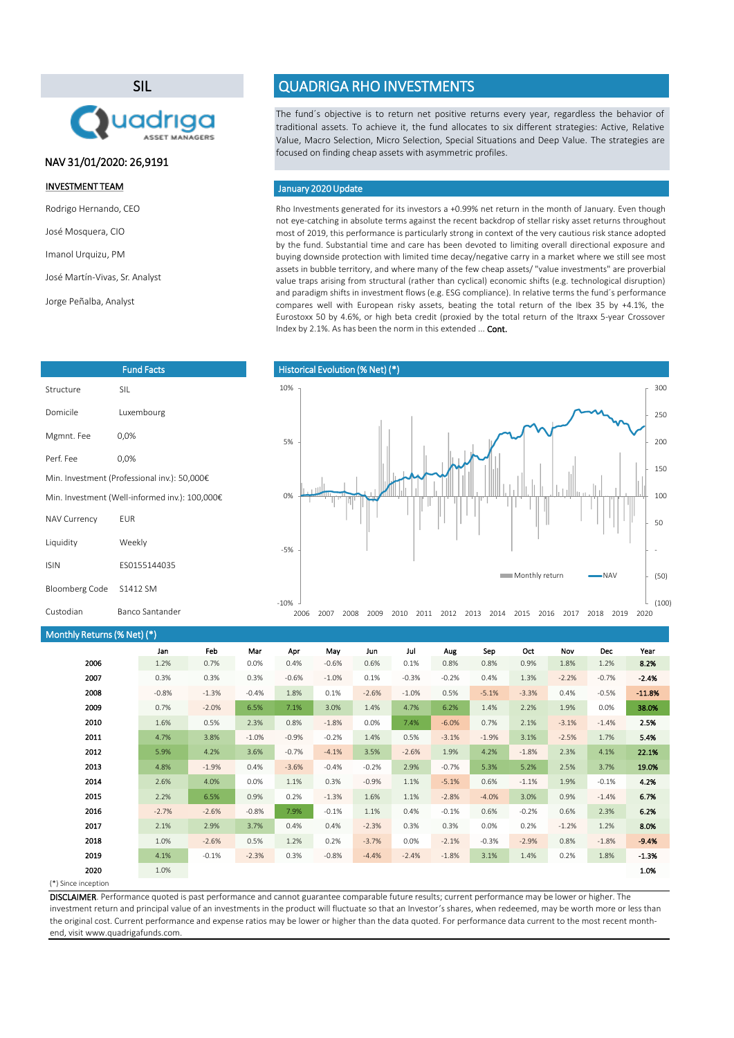# SIL

NAV 31/01/2020: 26,9191

**INVESTMENT TEAM**

Rodrigo Hernando, CEO

José Mosquera, CIO

Imanol Urquizu, PM

José Martín-Vivas, Sr. Analyst

Jorge Peñalba, Analyst

# QUADRIGA RHO INVESTMENTS

The fund´s objective is to return net positive returns every year, regardless the behavior of traditional assets. To achieve it, the fund allocates to six different strategies: Active, Relative Value, Macro Selection, Micro Selection, Special Situations and Deep Value. The strategies are focused on finding cheap assets with asymmetric profiles.

## January 2020 Update

Rho Investments generated for its investors a +0.99% net return in the month of January. Even though not eye-catching in absolute terms against the recent backdrop of stellar risky asset returns throughout most of 2019, this performance is particularly strong in context of the very cautious risk stance adopted by the fund. Substantial time and care has been devoted to limiting overall directional exposure and buying downside protection with limited time decay/negative carry in a market where we still see most assets in bubble territory, and where many of the few cheap assets/ "value investments" are proverbial value traps arising from structural (rather than cyclical) economic shifts (e.g. technological disruption) and paradigm shifts in investment flows (e.g. ESG compliance). In relative terms the fund´s performance compares well with European risky assets, beating the total return of the Ibex 35 by +4.1%, the Eurostoxx 50 by 4.6%, or high beta credit (proxied by the total return of the Itraxx 5-year Crossover Index by 2.1%. As has been the norm in this extended ... **Cont.**

## Fund Facts

| | |
|---|---|
| Structure | SIL |
| Domicile | Luxembourg |
| Mgmnt. Fee | 0,0% |
| Perf. Fee | 0,0% |
| Min. Investment (Professional inv.): 50,000€ | |
| Min. Investment (Well-informed inv.): 100,000€ | |
| NAV Currency | EUR |
| Liquidity | Weekly |
| ISIN | ES0155144035 |
| Bloomberg Code | S1412 SM |
| Custodian | Banco Santander |

## Historical Evolution (% Net) (*)

## Monthly Returns (% Net) (*)

| | Jan | Feb | Mar | Apr | May | Jun | Jul | Aug | Sep | Oct | Nov | Dec | Year |
|---|---|---|---|---|---|---|---|---|---|---|---|---|---|
| 2006 | 1.2% | 0.7% | 0.0% | 0.4% | -0.6% | 0.6% | 0.1% | 0.8% | 0.8% | 0.9% | 1.8% | 1.2% | **8.2%** |
| 2007 | 0.3% | 0.3% | 0.3% | -0.6% | -1.0% | 0.1% | -0.3% | -0.2% | 0.4% | 1.3% | -2.2% | -0.7% | **-2.4%** |
| 2008 | -0.8% | -1.3% | -0.4% | 1.8% | 0.1% | -2.6% | -1.0% | 0.5% | -5.1% | -3.3% | 0.4% | -0.5% | **-11.8%** |
| 2009 | 0.7% | -2.0% | 6.5% | 7.1% | 3.0% | 1.4% | 4.7% | 6.2% | 1.4% | 2.2% | 1.9% | 0.0% | **38.0%** |
| 2010 | 1.6% | 0.5% | 2.3% | 0.8% | -1.8% | 0.0% | 7.4% | -6.0% | 0.7% | 2.1% | -3.1% | -1.4% | **2.5%** |
| 2011 | 4.7% | 3.8% | -1.0% | -0.9% | -0.2% | 1.4% | 0.5% | -3.1% | -1.9% | 3.1% | -2.5% | 1.7% | **5.4%** |
| 2012 | 5.9% | 4.2% | 3.6% | -0.7% | -4.1% | 3.5% | -2.6% | 1.9% | 4.2% | -1.8% | 2.3% | 4.1% | **22.1%** |
| 2013 | 4.8% | -1.9% | 0.4% | -3.6% | -0.4% | -0.2% | 2.9% | -0.7% | 5.3% | 5.2% | 2.5% | 3.7% | **19.0%** |
| 2014 | 2.6% | 4.0% | 0.0% | 1.1% | 0.3% | -0.9% | 1.1% | -5.1% | 0.6% | -1.1% | 1.9% | -0.1% | **4.2%** |
| 2015 | 2.2% | 6.5% | 0.9% | 0.2% | -1.3% | 1.6% | 1.1% | -2.8% | -4.0% | 3.0% | 0.9% | -1.4% | **6.7%** |
| 2016 | -2.7% | -2.6% | -0.8% | 7.9% | -0.1% | 1.1% | 0.4% | -0.1% | 0.6% | -0.2% | 0.6% | 2.3% | **6.2%** |
| 2017 | 2.1% | 2.9% | 3.7% | 0.4% | 0.4% | -2.3% | 0.3% | 0.3% | 0.0% | 0.2% | -1.2% | 1.2% | **8.0%** |
| 2018 | 1.0% | -2.6% | 0.5% | 1.2% | 0.2% | -3.7% | 0.0% | -2.1% | -0.3% | -2.9% | 0.8% | -1.8% | **-9.4%** |
| 2019 | 4.1% | -0.1% | -2.3% | 0.3% | -0.8% | -4.4% | -2.4% | -1.8% | 3.1% | 1.4% | 0.2% | 1.8% | **-1.3%** |
| 2020 | 1.0% | | | | | | | | | | | | **1.0%** |

(*) Since inception

**DISCLAIMER**. Performance quoted is past performance and cannot guarantee comparable future results; current performance may be lower or higher. The investment return and principal value of an investments in the product will fluctuate so that an Investor's shares, when redeemed, may be worth more or less than the original cost. Current performance and expense ratios may be lower or higher than the data quoted. For performance data current to the most recent month-end, visit www.quadrigafunds.com.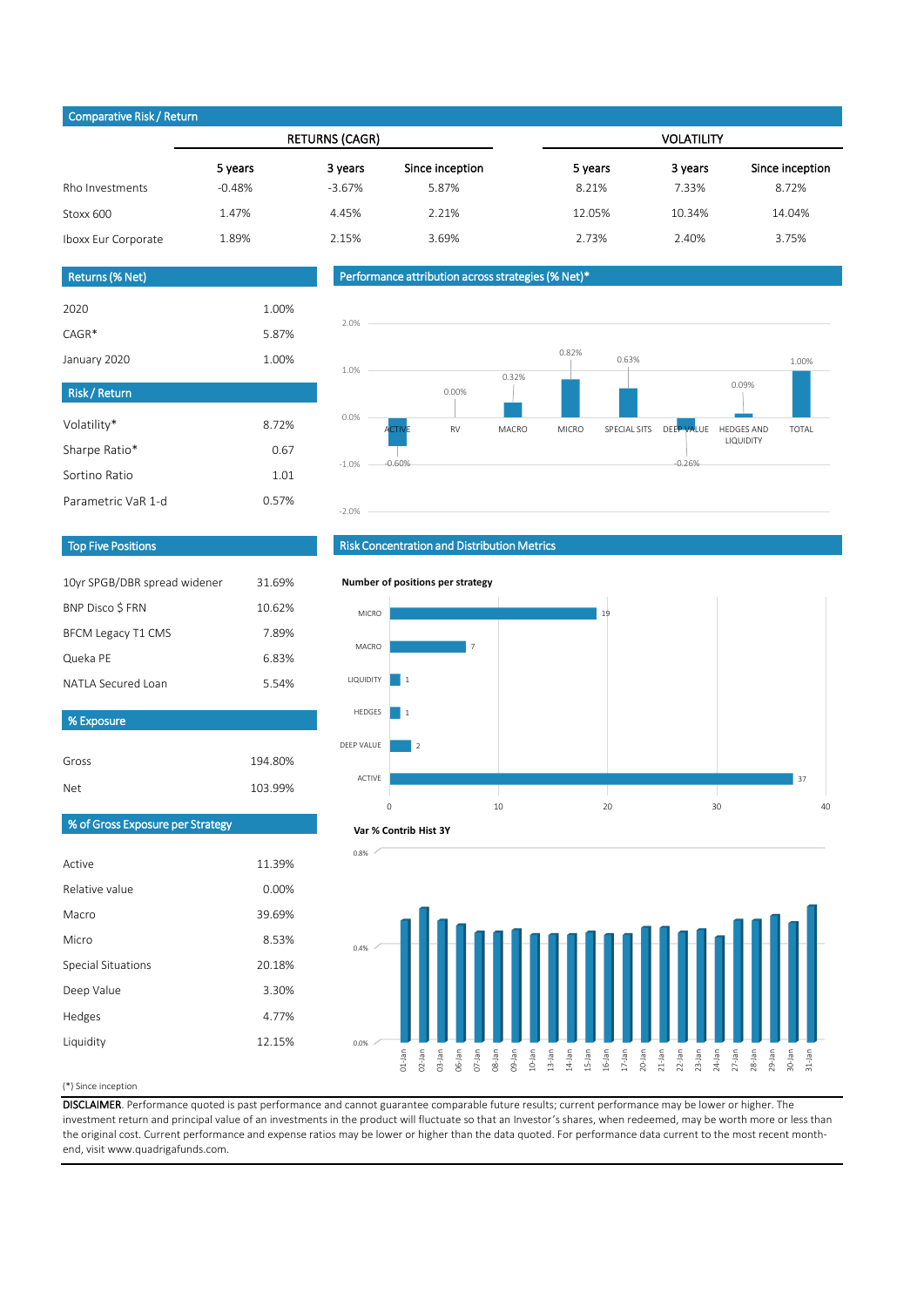## Comparative Risk / Return

| | RETURNS (CAGR) | | | VOLATILITY | | |
|---|---|---|---|---|---|---|
| | 5 years | 3 years | Since inception | 5 years | 3 years | Since inception |
| Rho Investments | -0.48% | -3.67% | 5.87% | 8.21% | 7.33% | 8.72% |
| Stoxx 600 | 1.47% | 4.45% | 2.21% | 12.05% | 10.34% | 14.04% |
| Iboxx Eur Corporate | 1.89% | 2.15% | 3.69% | 2.73% | 2.40% | 3.75% |

## Returns (% Net)

| | |
|---|---|
| 2020 | 1.00% |
| CAGR* | 5.87% |
| January 2020 | 1.00% |

## Risk / Return

| | |
|---|---|
| Volatility* | 8.72% |
| Sharpe Ratio* | 0.67 |
| Sortino Ratio | 1.01 |
| Parametric VaR 1-d | 0.57% |

## Top Five Positions

| | |
|---|---|
| 10yr SPGB/DBR spread widener | 31.69% |
| BNP Disco $ FRN | 10.62% |
| BFCM Legacy T1 CMS | 7.89% |
| Queka PE | 6.83% |
| NATLA Secured Loan | 5.54% |

## % Exposure

| | |
|---|---|
| Gross | 194.80% |
| Net | 103.99% |

## % of Gross Exposure per Strategy

| | |
|---|---|
| Active | 11.39% |
| Relative value | 0.00% |
| Macro | 39.69% |
| Micro | 8.53% |
| Special Situations | 20.18% |
| Deep Value | 3.30% |
| Hedges | 4.77% |
| Liquidity | 12.15% |

## Performance attribution across strategies (% Net)*

| Strategy | % Net |
|---|---|
| ACTIVE | -0.60% |
| RV | 0.00% |
| MACRO | 0.32% |
| MICRO | 0.82% |
| SPECIAL SITS | 0.63% |
| DEEP VALUE | -0.26% |
| HEDGES AND LIQUIDITY | 0.09% |
| TOTAL | 1.00% |

## Risk Concentration and Distribution Metrics

**Number of positions per strategy**

| Strategy | Positions |
|---|---|
| MICRO | 19 |
| MACRO | 7 |
| LIQUIDITY | 1 |
| HEDGES | 1 |
| DEEP VALUE | 2 |
| ACTIVE | 37 |

**Var % Contrib Hist 3Y**

(*) Since inception

**DISCLAIMER**. Performance quoted is past performance and cannot guarantee comparable future results; current performance may be lower or higher. The investment return and principal value of an investments in the product will fluctuate so that an Investor's shares, when redeemed, may be worth more or less than the original cost. Current performance and expense ratios may be lower or higher than the data quoted. For performance data current to the most recent month-end, visit www.quadrigafunds.com.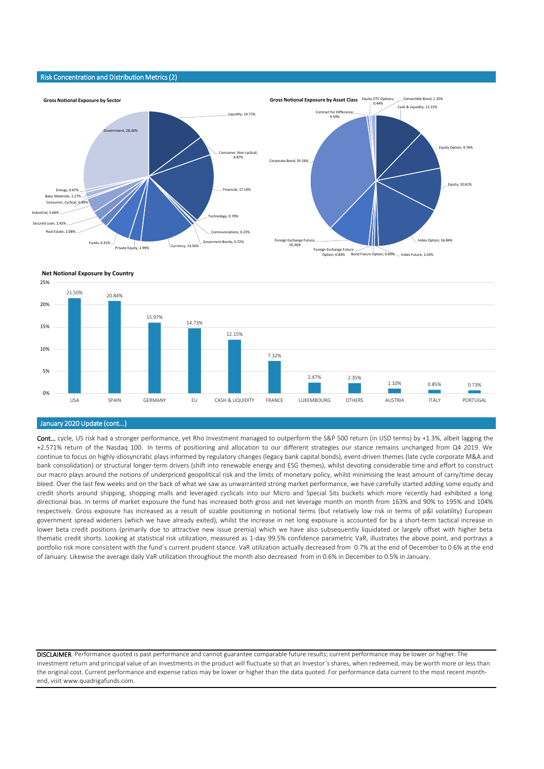## Risk Concentration and Distribution Metrics (2)

**Gross Notional Exposure by Sector**

Government; 28.26%
Liquidity; 14.71%
Consumer, Non-cyclical; 4.87%
Financial; 17.14%
Technology; 0.70%
Communications; 0.23%
Goverment Bonds; 0.72%
Currency; 13.56%
Private Equity; 2.99%
Funds; 6.31%
Real Estate; 2.08%
Secured Loan; 2.42%
Industrial; 3.66%
Consumer, Cyclical; 0.40%
Basic Materials; 1.27%
Energy; 0.67%

**Gross Notional Exposure by Asset Class**

Equity OTC Options; 0.44%
Convertible Bond; 1.25%
Cash & Liquidity; 12.15%
Contract for Difference; 0.59%
Equity Option; 9.76%
Equity; 10.61%
Corporate Bond; 35.56%
Index Option; 16.84%
Foreign Exchange Future; 10.36%
Foreign Exchange Future Option; 0.83%
Bond Future Option; 0.60%
Index Future; 1.03%

**Net Notional Exposure by Country**

25%
20%
15%
10%
5%
0%

21.50% USA
20.84% SPAIN
15.97% GERMANY
14.73% EU
12.15% CASH & LIQUIDITY
7.32% FRANCE
2.47% LUXEMBOURG
2.35% OTHERS
1.10% AUSTRIA
0.85% ITALY
0.73% PORTUGAL

## January 2020 Update (cont...)

**Cont...** cycle, US risk had a stronger performance, yet Rho Investment managed to outperform the S&P 500 return (in USD terms) by +1.3%, albeit lagging the +2.571% return of the Nasdaq 100. In terms of positioning and allocation to our different strategies our stance remains unchanged from Q4 2019. We continue to focus on highly idiosyncratic plays informed by regulatory changes (legacy bank capital bonds), event-driven themes (late cycle corporate M&A and bank consolidation) or structural longer-term drivers (shift into renewable energy and ESG themes), whilst devoting considerable time and effort to construct our macro plays around the notions of underpriced geopolitical risk and the limits of monetary policy, whilst minimising the least amount of carry/time decay bleed. Over the last few weeks and on the back of what we saw as unwarranted strong market performance, we have carefully started adding some equity and credit shorts around shipping, shopping malls and leveraged cyclicals into our Micro and Special Sits buckets which more recently had exhibited a long directional bias. In terms of market exposure the fund has increased both gross and net leverage month on month from 163% and 90% to 195% and 104% respectively. Gross exposure has increased as a result of sizable positioning in notional terms (but relatively low risk in terms of p&l volatility) European government spread wideners (which we have already exited), whilst the increase in net long exposure is accounted for by a short-term tactical increase in lower beta credit positions (primarily due to attractive new issue premia) which we have also subsequently liquidated or largely offset with higher beta thematic credit shorts. Looking at statistical risk utilization, measured as 1-day 99.5% confidence parametric VaR, illustrates the above point, and portrays a portfolio risk more consistent with the fund´s current prudent stance. VaR utilization actually decreased from 0.7% at the end of December to 0.6% at the end of January. Likewise the average daily VaR utilization throughout the month also decreased from in 0.6% in December to 0.5% in January.

**DISCLAIMER**. Performance quoted is past performance and cannot guarantee comparable future results; current performance may be lower or higher. The investment return and principal value of an investments in the product will fluctuate so that an Investor's shares, when redeemed, may be worth more or less than the original cost. Current performance and expense ratios may be lower or higher than the data quoted. For performance data current to the most recent month-end, visit www.quadrigafunds.com.